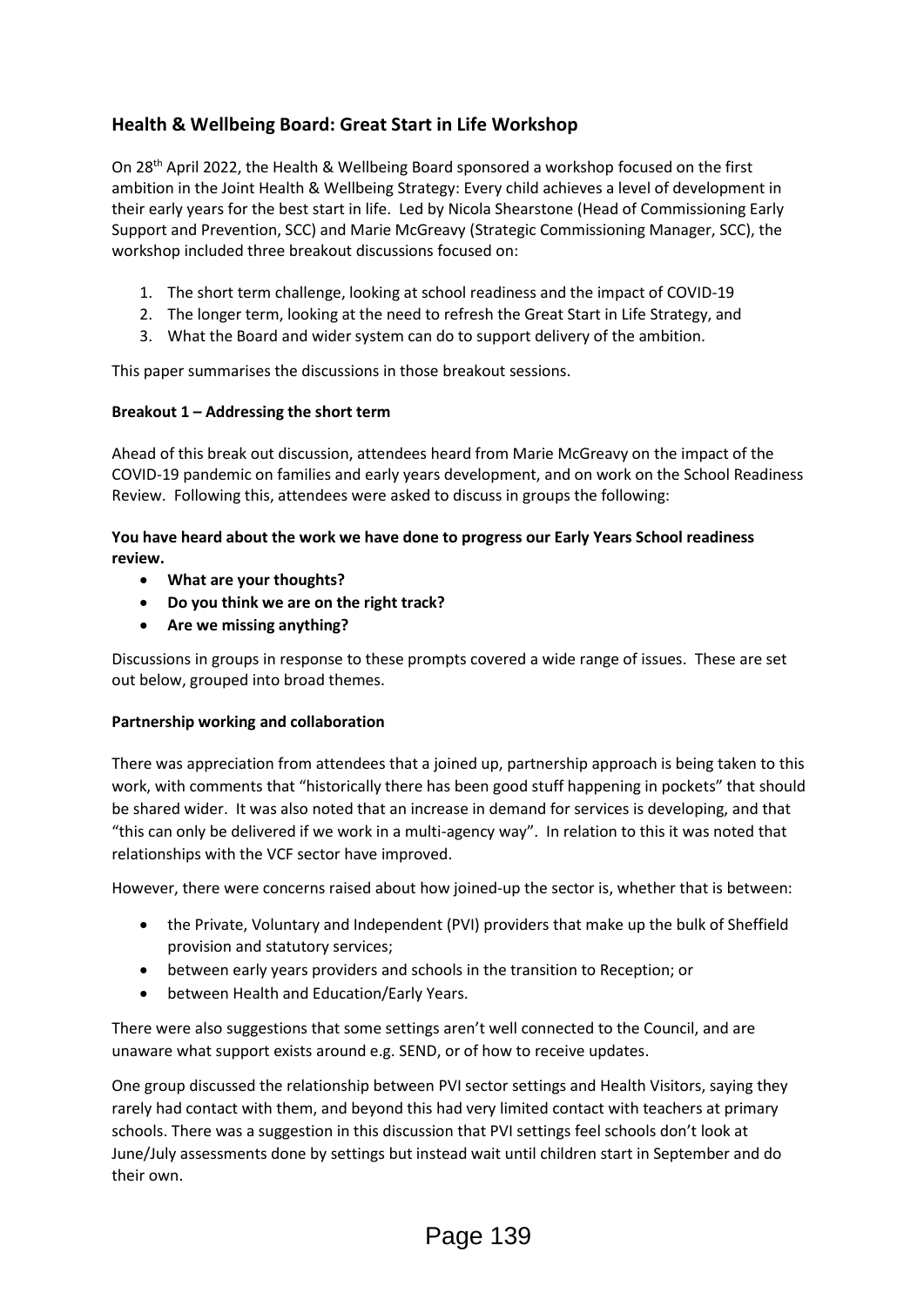## Health & Wellbeing Board: Great Start in Life Workshop

On 28th April 2022, the Health & Wellbeing Board sponsored a workshop focused on the first ambition in the Joint Health & Wellbeing Strategy: Every child achieves a level of development in their early years for the best start in life. Led by Nicola Shearstone (Head of Commissioning Early Support and Prevention, SCC) and Marie McGreavy (Strategic Commissioning Manager, SCC), the workshop included three breakout discussions focused on:

1. The short term challenge, looking at school readiness and the impact of COVID-19
2. The longer term, looking at the need to refresh the Great Start in Life Strategy, and
3. What the Board and wider system can do to support delivery of the ambition.

This paper summarises the discussions in those breakout sessions.

**Breakout 1 – Addressing the short term**

Ahead of this break out discussion, attendees heard from Marie McGreavy on the impact of the COVID-19 pandemic on families and early years development, and on work on the School Readiness Review. Following this, attendees were asked to discuss in groups the following:

**You have heard about the work we have done to progress our Early Years School readiness review.**

- **What are your thoughts?**
- **Do you think we are on the right track?**
- **Are we missing anything?**

Discussions in groups in response to these prompts covered a wide range of issues. These are set out below, grouped into broad themes.

**Partnership working and collaboration**

There was appreciation from attendees that a joined up, partnership approach is being taken to this work, with comments that "historically there has been good stuff happening in pockets" that should be shared wider. It was also noted that an increase in demand for services is developing, and that "this can only be delivered if we work in a multi-agency way". In relation to this it was noted that relationships with the VCF sector have improved.

However, there were concerns raised about how joined-up the sector is, whether that is between:

- the Private, Voluntary and Independent (PVI) providers that make up the bulk of Sheffield provision and statutory services;
- between early years providers and schools in the transition to Reception; or
- between Health and Education/Early Years.

There were also suggestions that some settings aren't well connected to the Council, and are unaware what support exists around e.g. SEND, or of how to receive updates.

One group discussed the relationship between PVI sector settings and Health Visitors, saying they rarely had contact with them, and beyond this had very limited contact with teachers at primary schools. There was a suggestion in this discussion that PVI settings feel schools don't look at June/July assessments done by settings but instead wait until children start in September and do their own.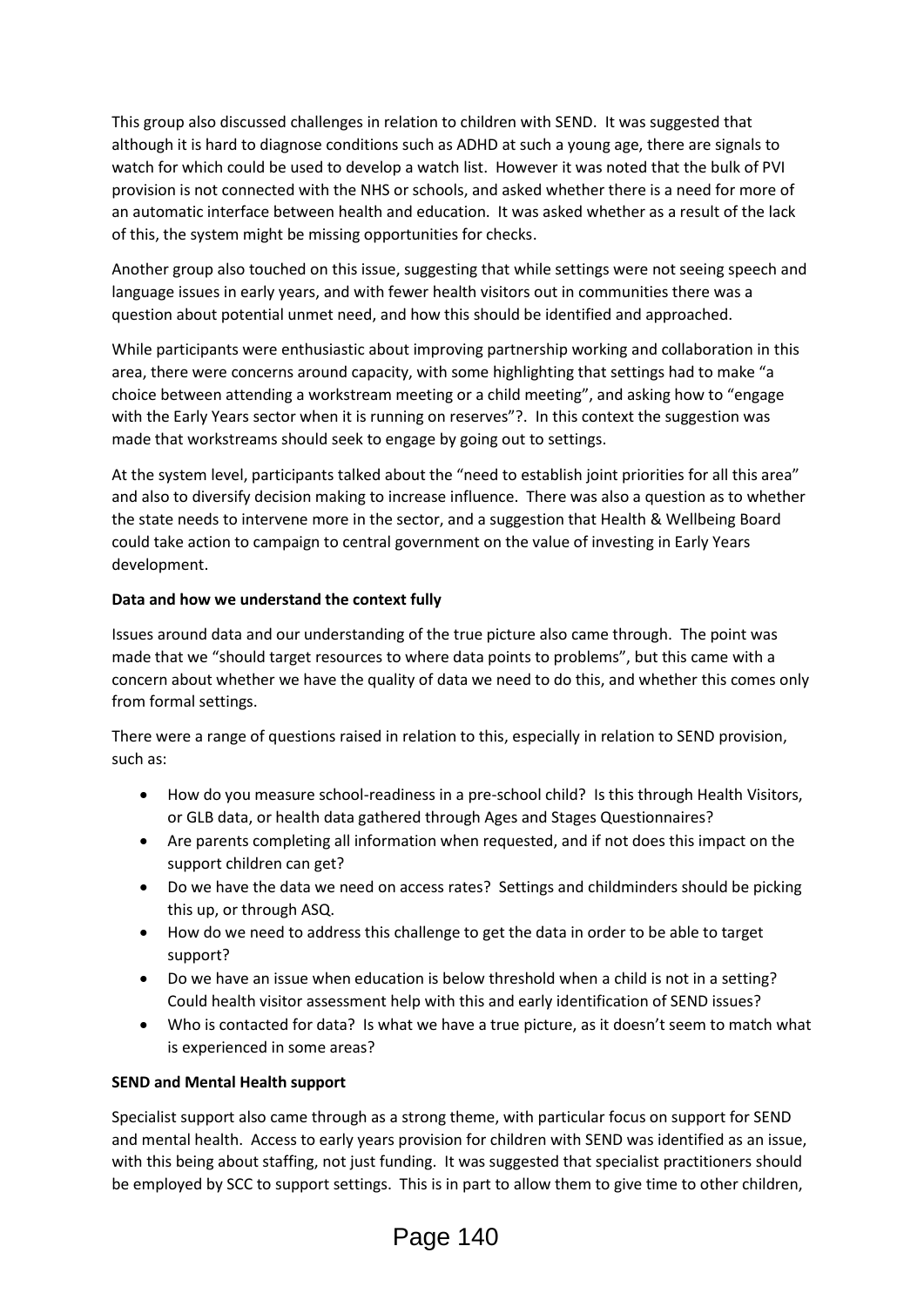This group also discussed challenges in relation to children with SEND. It was suggested that although it is hard to diagnose conditions such as ADHD at such a young age, there are signals to watch for which could be used to develop a watch list. However it was noted that the bulk of PVI provision is not connected with the NHS or schools, and asked whether there is a need for more of an automatic interface between health and education. It was asked whether as a result of the lack of this, the system might be missing opportunities for checks.

Another group also touched on this issue, suggesting that while settings were not seeing speech and language issues in early years, and with fewer health visitors out in communities there was a question about potential unmet need, and how this should be identified and approached.

While participants were enthusiastic about improving partnership working and collaboration in this area, there were concerns around capacity, with some highlighting that settings had to make "a choice between attending a workstream meeting or a child meeting", and asking how to "engage with the Early Years sector when it is running on reserves"?. In this context the suggestion was made that workstreams should seek to engage by going out to settings.

At the system level, participants talked about the "need to establish joint priorities for all this area" and also to diversify decision making to increase influence. There was also a question as to whether the state needs to intervene more in the sector, and a suggestion that Health & Wellbeing Board could take action to campaign to central government on the value of investing in Early Years development.

**Data and how we understand the context fully**

Issues around data and our understanding of the true picture also came through. The point was made that we "should target resources to where data points to problems", but this came with a concern about whether we have the quality of data we need to do this, and whether this comes only from formal settings.

There were a range of questions raised in relation to this, especially in relation to SEND provision, such as:

- How do you measure school-readiness in a pre-school child? Is this through Health Visitors, or GLB data, or health data gathered through Ages and Stages Questionnaires?
- Are parents completing all information when requested, and if not does this impact on the support children can get?
- Do we have the data we need on access rates? Settings and childminders should be picking this up, or through ASQ.
- How do we need to address this challenge to get the data in order to be able to target support?
- Do we have an issue when education is below threshold when a child is not in a setting? Could health visitor assessment help with this and early identification of SEND issues?
- Who is contacted for data? Is what we have a true picture, as it doesn't seem to match what is experienced in some areas?

**SEND and Mental Health support**

Specialist support also came through as a strong theme, with particular focus on support for SEND and mental health. Access to early years provision for children with SEND was identified as an issue, with this being about staffing, not just funding. It was suggested that specialist practitioners should be employed by SCC to support settings. This is in part to allow them to give time to other children,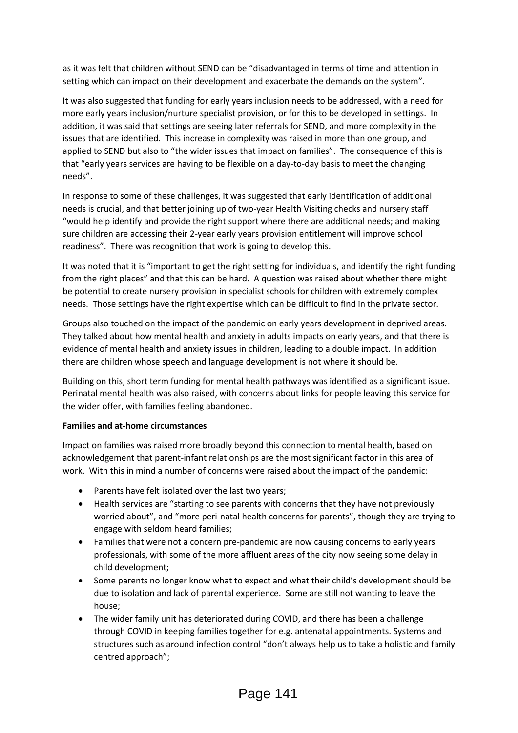as it was felt that children without SEND can be "disadvantaged in terms of time and attention in setting which can impact on their development and exacerbate the demands on the system".

It was also suggested that funding for early years inclusion needs to be addressed, with a need for more early years inclusion/nurture specialist provision, or for this to be developed in settings. In addition, it was said that settings are seeing later referrals for SEND, and more complexity in the issues that are identified. This increase in complexity was raised in more than one group, and applied to SEND but also to "the wider issues that impact on families". The consequence of this is that "early years services are having to be flexible on a day-to-day basis to meet the changing needs".

In response to some of these challenges, it was suggested that early identification of additional needs is crucial, and that better joining up of two-year Health Visiting checks and nursery staff "would help identify and provide the right support where there are additional needs; and making sure children are accessing their 2-year early years provision entitlement will improve school readiness". There was recognition that work is going to develop this.

It was noted that it is "important to get the right setting for individuals, and identify the right funding from the right places" and that this can be hard. A question was raised about whether there might be potential to create nursery provision in specialist schools for children with extremely complex needs. Those settings have the right expertise which can be difficult to find in the private sector.

Groups also touched on the impact of the pandemic on early years development in deprived areas. They talked about how mental health and anxiety in adults impacts on early years, and that there is evidence of mental health and anxiety issues in children, leading to a double impact. In addition there are children whose speech and language development is not where it should be.

Building on this, short term funding for mental health pathways was identified as a significant issue. Perinatal mental health was also raised, with concerns about links for people leaving this service for the wider offer, with families feeling abandoned.

**Families and at-home circumstances**

Impact on families was raised more broadly beyond this connection to mental health, based on acknowledgement that parent-infant relationships are the most significant factor in this area of work. With this in mind a number of concerns were raised about the impact of the pandemic:

- Parents have felt isolated over the last two years;
- Health services are "starting to see parents with concerns that they have not previously worried about", and "more peri-natal health concerns for parents", though they are trying to engage with seldom heard families;
- Families that were not a concern pre-pandemic are now causing concerns to early years professionals, with some of the more affluent areas of the city now seeing some delay in child development;
- Some parents no longer know what to expect and what their child's development should be due to isolation and lack of parental experience. Some are still not wanting to leave the house;
- The wider family unit has deteriorated during COVID, and there has been a challenge through COVID in keeping families together for e.g. antenatal appointments. Systems and structures such as around infection control "don't always help us to take a holistic and family centred approach";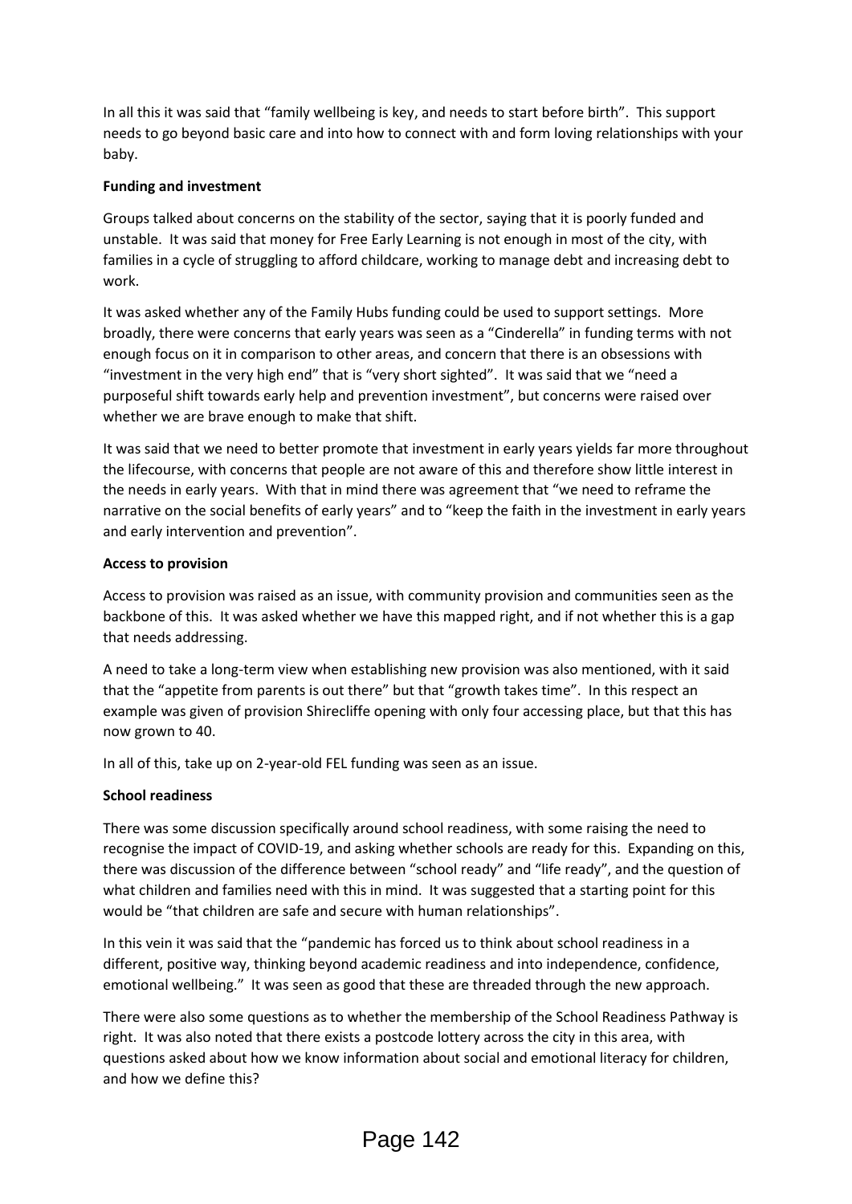In all this it was said that "family wellbeing is key, and needs to start before birth". This support needs to go beyond basic care and into how to connect with and form loving relationships with your baby.

**Funding and investment**

Groups talked about concerns on the stability of the sector, saying that it is poorly funded and unstable. It was said that money for Free Early Learning is not enough in most of the city, with families in a cycle of struggling to afford childcare, working to manage debt and increasing debt to work.

It was asked whether any of the Family Hubs funding could be used to support settings. More broadly, there were concerns that early years was seen as a "Cinderella" in funding terms with not enough focus on it in comparison to other areas, and concern that there is an obsessions with "investment in the very high end" that is "very short sighted". It was said that we "need a purposeful shift towards early help and prevention investment", but concerns were raised over whether we are brave enough to make that shift.

It was said that we need to better promote that investment in early years yields far more throughout the lifecourse, with concerns that people are not aware of this and therefore show little interest in the needs in early years. With that in mind there was agreement that "we need to reframe the narrative on the social benefits of early years" and to "keep the faith in the investment in early years and early intervention and prevention".

**Access to provision**

Access to provision was raised as an issue, with community provision and communities seen as the backbone of this. It was asked whether we have this mapped right, and if not whether this is a gap that needs addressing.

A need to take a long-term view when establishing new provision was also mentioned, with it said that the "appetite from parents is out there" but that "growth takes time". In this respect an example was given of provision Shirecliffe opening with only four accessing place, but that this has now grown to 40.

In all of this, take up on 2-year-old FEL funding was seen as an issue.

**School readiness**

There was some discussion specifically around school readiness, with some raising the need to recognise the impact of COVID-19, and asking whether schools are ready for this. Expanding on this, there was discussion of the difference between "school ready" and "life ready", and the question of what children and families need with this in mind. It was suggested that a starting point for this would be "that children are safe and secure with human relationships".

In this vein it was said that the "pandemic has forced us to think about school readiness in a different, positive way, thinking beyond academic readiness and into independence, confidence, emotional wellbeing." It was seen as good that these are threaded through the new approach.

There were also some questions as to whether the membership of the School Readiness Pathway is right. It was also noted that there exists a postcode lottery across the city in this area, with questions asked about how we know information about social and emotional literacy for children, and how we define this?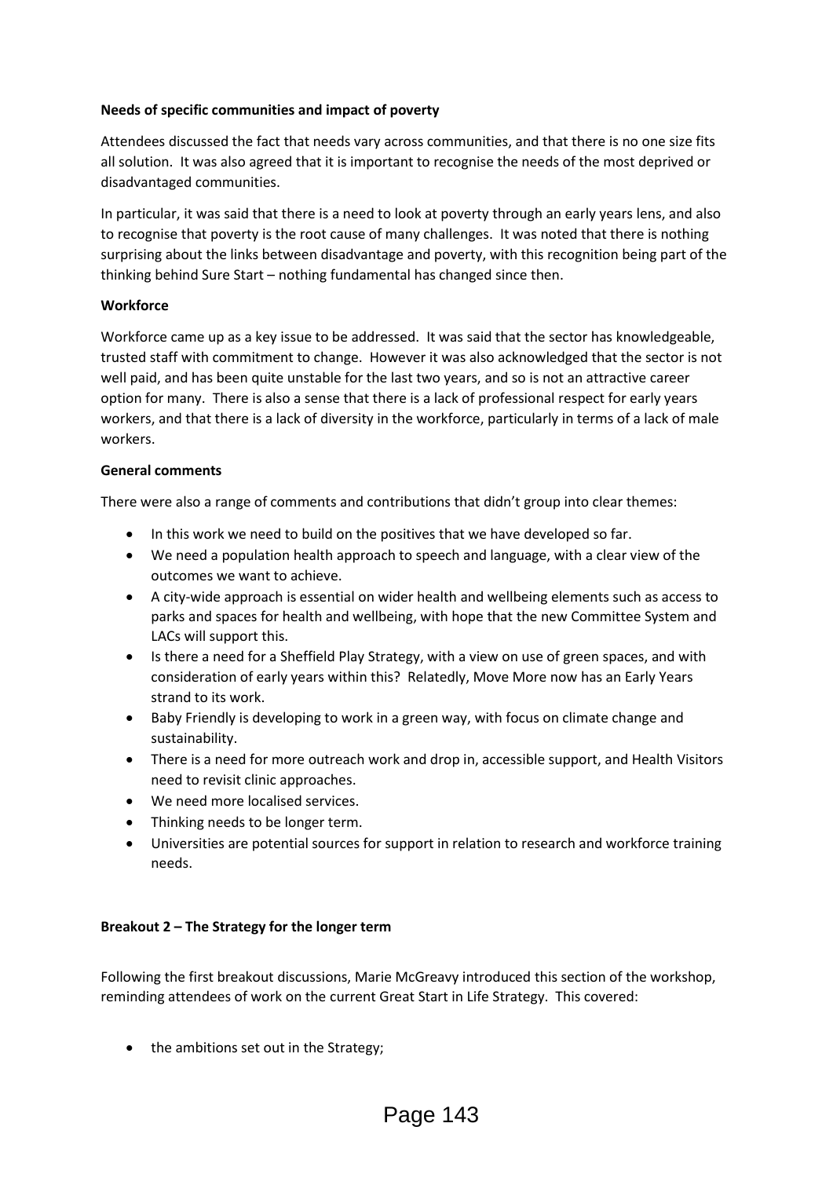**Needs of specific communities and impact of poverty**

Attendees discussed the fact that needs vary across communities, and that there is no one size fits all solution. It was also agreed that it is important to recognise the needs of the most deprived or disadvantaged communities.

In particular, it was said that there is a need to look at poverty through an early years lens, and also to recognise that poverty is the root cause of many challenges. It was noted that there is nothing surprising about the links between disadvantage and poverty, with this recognition being part of the thinking behind Sure Start – nothing fundamental has changed since then.

**Workforce**

Workforce came up as a key issue to be addressed. It was said that the sector has knowledgeable, trusted staff with commitment to change. However it was also acknowledged that the sector is not well paid, and has been quite unstable for the last two years, and so is not an attractive career option for many. There is also a sense that there is a lack of professional respect for early years workers, and that there is a lack of diversity in the workforce, particularly in terms of a lack of male workers.

**General comments**

There were also a range of comments and contributions that didn't group into clear themes:

- In this work we need to build on the positives that we have developed so far.
- We need a population health approach to speech and language, with a clear view of the outcomes we want to achieve.
- A city-wide approach is essential on wider health and wellbeing elements such as access to parks and spaces for health and wellbeing, with hope that the new Committee System and LACs will support this.
- Is there a need for a Sheffield Play Strategy, with a view on use of green spaces, and with consideration of early years within this? Relatedly, Move More now has an Early Years strand to its work.
- Baby Friendly is developing to work in a green way, with focus on climate change and sustainability.
- There is a need for more outreach work and drop in, accessible support, and Health Visitors need to revisit clinic approaches.
- We need more localised services.
- Thinking needs to be longer term.
- Universities are potential sources for support in relation to research and workforce training needs.

**Breakout 2 – The Strategy for the longer term**

Following the first breakout discussions, Marie McGreavy introduced this section of the workshop, reminding attendees of work on the current Great Start in Life Strategy. This covered:

- the ambitions set out in the Strategy;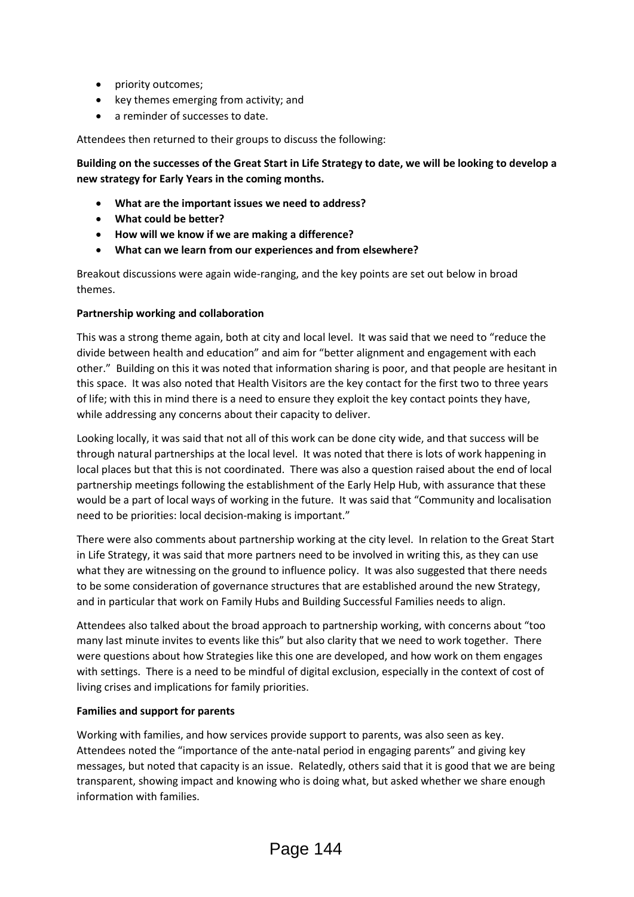- priority outcomes;
- key themes emerging from activity; and
- a reminder of successes to date.

Attendees then returned to their groups to discuss the following:

**Building on the successes of the Great Start in Life Strategy to date, we will be looking to develop a new strategy for Early Years in the coming months.**

- **What are the important issues we need to address?**
- **What could be better?**
- **How will we know if we are making a difference?**
- **What can we learn from our experiences and from elsewhere?**

Breakout discussions were again wide-ranging, and the key points are set out below in broad themes.

**Partnership working and collaboration**

This was a strong theme again, both at city and local level. It was said that we need to "reduce the divide between health and education" and aim for "better alignment and engagement with each other." Building on this it was noted that information sharing is poor, and that people are hesitant in this space. It was also noted that Health Visitors are the key contact for the first two to three years of life; with this in mind there is a need to ensure they exploit the key contact points they have, while addressing any concerns about their capacity to deliver.

Looking locally, it was said that not all of this work can be done city wide, and that success will be through natural partnerships at the local level. It was noted that there is lots of work happening in local places but that this is not coordinated. There was also a question raised about the end of local partnership meetings following the establishment of the Early Help Hub, with assurance that these would be a part of local ways of working in the future. It was said that "Community and localisation need to be priorities: local decision-making is important."

There were also comments about partnership working at the city level. In relation to the Great Start in Life Strategy, it was said that more partners need to be involved in writing this, as they can use what they are witnessing on the ground to influence policy. It was also suggested that there needs to be some consideration of governance structures that are established around the new Strategy, and in particular that work on Family Hubs and Building Successful Families needs to align.

Attendees also talked about the broad approach to partnership working, with concerns about "too many last minute invites to events like this" but also clarity that we need to work together. There were questions about how Strategies like this one are developed, and how work on them engages with settings. There is a need to be mindful of digital exclusion, especially in the context of cost of living crises and implications for family priorities.

**Families and support for parents**

Working with families, and how services provide support to parents, was also seen as key. Attendees noted the "importance of the ante-natal period in engaging parents" and giving key messages, but noted that capacity is an issue. Relatedly, others said that it is good that we are being transparent, showing impact and knowing who is doing what, but asked whether we share enough information with families.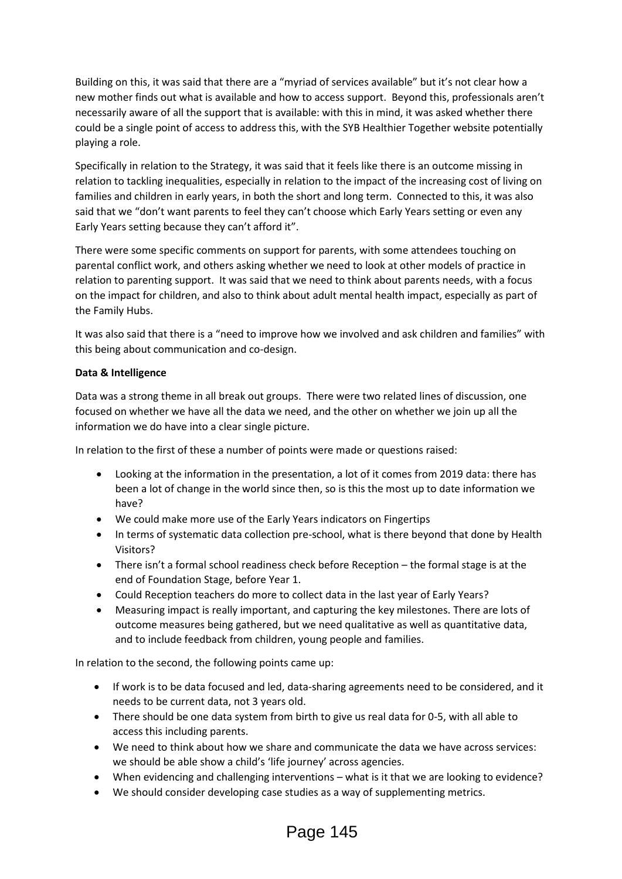Building on this, it was said that there are a "myriad of services available" but it's not clear how a new mother finds out what is available and how to access support. Beyond this, professionals aren't necessarily aware of all the support that is available: with this in mind, it was asked whether there could be a single point of access to address this, with the SYB Healthier Together website potentially playing a role.

Specifically in relation to the Strategy, it was said that it feels like there is an outcome missing in relation to tackling inequalities, especially in relation to the impact of the increasing cost of living on families and children in early years, in both the short and long term. Connected to this, it was also said that we "don't want parents to feel they can't choose which Early Years setting or even any Early Years setting because they can't afford it".

There were some specific comments on support for parents, with some attendees touching on parental conflict work, and others asking whether we need to look at other models of practice in relation to parenting support. It was said that we need to think about parents needs, with a focus on the impact for children, and also to think about adult mental health impact, especially as part of the Family Hubs.

It was also said that there is a "need to improve how we involved and ask children and families" with this being about communication and co-design.

**Data & Intelligence**

Data was a strong theme in all break out groups. There were two related lines of discussion, one focused on whether we have all the data we need, and the other on whether we join up all the information we do have into a clear single picture.

In relation to the first of these a number of points were made or questions raised:

- Looking at the information in the presentation, a lot of it comes from 2019 data: there has been a lot of change in the world since then, so is this the most up to date information we have?
- We could make more use of the Early Years indicators on Fingertips
- In terms of systematic data collection pre-school, what is there beyond that done by Health Visitors?
- There isn't a formal school readiness check before Reception – the formal stage is at the end of Foundation Stage, before Year 1.
- Could Reception teachers do more to collect data in the last year of Early Years?
- Measuring impact is really important, and capturing the key milestones. There are lots of outcome measures being gathered, but we need qualitative as well as quantitative data, and to include feedback from children, young people and families.

In relation to the second, the following points came up:

- If work is to be data focused and led, data-sharing agreements need to be considered, and it needs to be current data, not 3 years old.
- There should be one data system from birth to give us real data for 0-5, with all able to access this including parents.
- We need to think about how we share and communicate the data we have across services: we should be able show a child's 'life journey' across agencies.
- When evidencing and challenging interventions – what is it that we are looking to evidence?
- We should consider developing case studies as a way of supplementing metrics.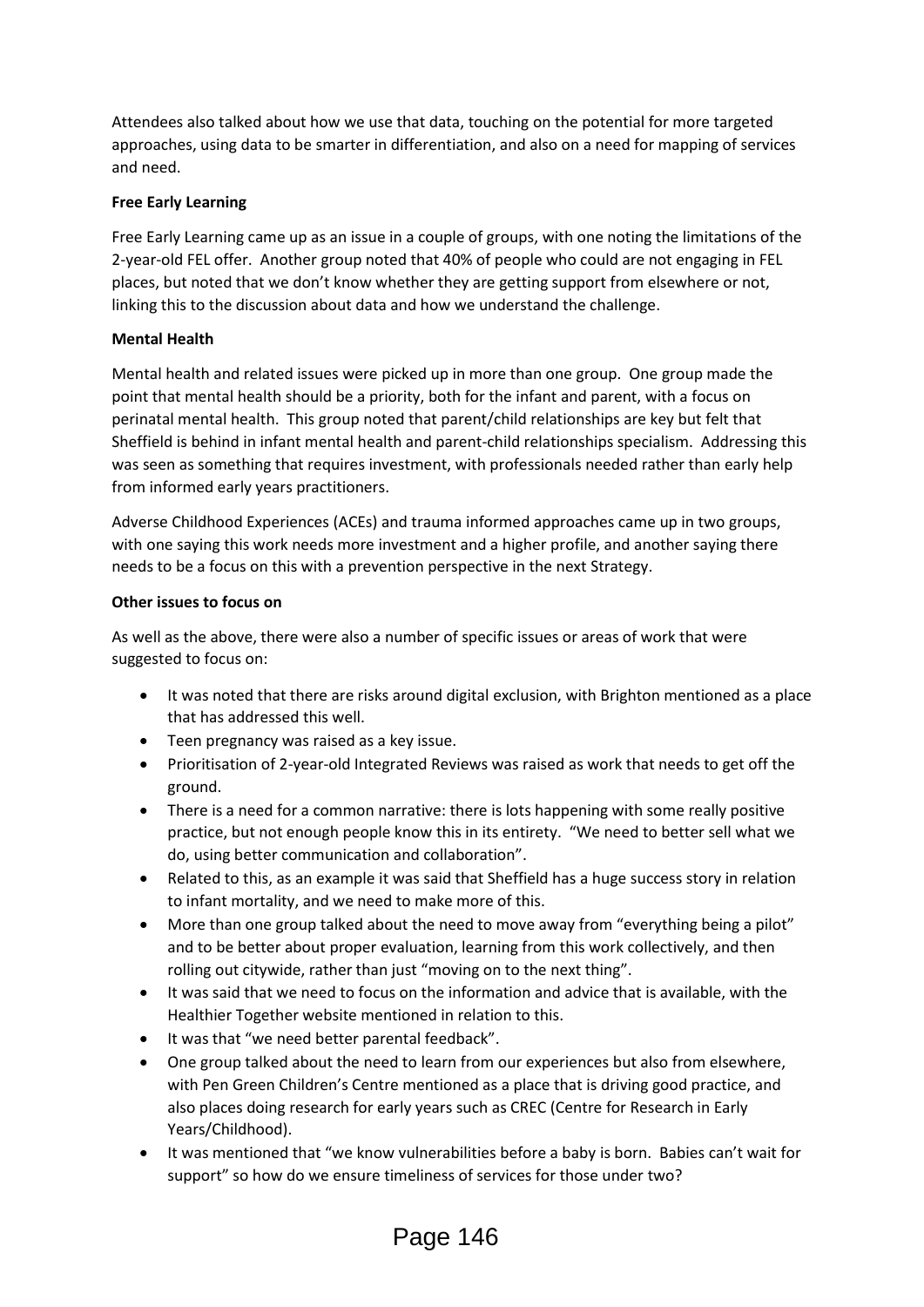Attendees also talked about how we use that data, touching on the potential for more targeted approaches, using data to be smarter in differentiation, and also on a need for mapping of services and need.

**Free Early Learning**

Free Early Learning came up as an issue in a couple of groups, with one noting the limitations of the 2-year-old FEL offer. Another group noted that 40% of people who could are not engaging in FEL places, but noted that we don't know whether they are getting support from elsewhere or not, linking this to the discussion about data and how we understand the challenge.

**Mental Health**

Mental health and related issues were picked up in more than one group. One group made the point that mental health should be a priority, both for the infant and parent, with a focus on perinatal mental health. This group noted that parent/child relationships are key but felt that Sheffield is behind in infant mental health and parent-child relationships specialism. Addressing this was seen as something that requires investment, with professionals needed rather than early help from informed early years practitioners.

Adverse Childhood Experiences (ACEs) and trauma informed approaches came up in two groups, with one saying this work needs more investment and a higher profile, and another saying there needs to be a focus on this with a prevention perspective in the next Strategy.

**Other issues to focus on**

As well as the above, there were also a number of specific issues or areas of work that were suggested to focus on:

- It was noted that there are risks around digital exclusion, with Brighton mentioned as a place that has addressed this well.
- Teen pregnancy was raised as a key issue.
- Prioritisation of 2-year-old Integrated Reviews was raised as work that needs to get off the ground.
- There is a need for a common narrative: there is lots happening with some really positive practice, but not enough people know this in its entirety. "We need to better sell what we do, using better communication and collaboration".
- Related to this, as an example it was said that Sheffield has a huge success story in relation to infant mortality, and we need to make more of this.
- More than one group talked about the need to move away from "everything being a pilot" and to be better about proper evaluation, learning from this work collectively, and then rolling out citywide, rather than just "moving on to the next thing".
- It was said that we need to focus on the information and advice that is available, with the Healthier Together website mentioned in relation to this.
- It was that "we need better parental feedback".
- One group talked about the need to learn from our experiences but also from elsewhere, with Pen Green Children's Centre mentioned as a place that is driving good practice, and also places doing research for early years such as CREC (Centre for Research in Early Years/Childhood).
- It was mentioned that "we know vulnerabilities before a baby is born. Babies can't wait for support" so how do we ensure timeliness of services for those under two?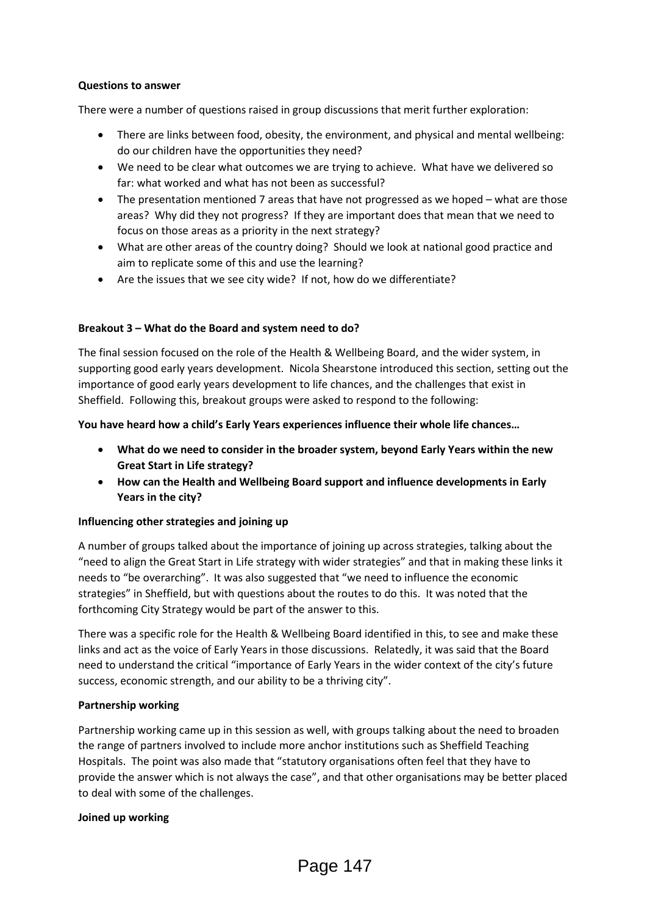**Questions to answer**

There were a number of questions raised in group discussions that merit further exploration:

- There are links between food, obesity, the environment, and physical and mental wellbeing: do our children have the opportunities they need?
- We need to be clear what outcomes we are trying to achieve. What have we delivered so far: what worked and what has not been as successful?
- The presentation mentioned 7 areas that have not progressed as we hoped – what are those areas? Why did they not progress? If they are important does that mean that we need to focus on those areas as a priority in the next strategy?
- What are other areas of the country doing? Should we look at national good practice and aim to replicate some of this and use the learning?
- Are the issues that we see city wide? If not, how do we differentiate?

**Breakout 3 – What do the Board and system need to do?**

The final session focused on the role of the Health & Wellbeing Board, and the wider system, in supporting good early years development. Nicola Shearstone introduced this section, setting out the importance of good early years development to life chances, and the challenges that exist in Sheffield. Following this, breakout groups were asked to respond to the following:

**You have heard how a child's Early Years experiences influence their whole life chances…**

- **What do we need to consider in the broader system, beyond Early Years within the new Great Start in Life strategy?**
- **How can the Health and Wellbeing Board support and influence developments in Early Years in the city?**

**Influencing other strategies and joining up**

A number of groups talked about the importance of joining up across strategies, talking about the "need to align the Great Start in Life strategy with wider strategies" and that in making these links it needs to "be overarching". It was also suggested that "we need to influence the economic strategies" in Sheffield, but with questions about the routes to do this. It was noted that the forthcoming City Strategy would be part of the answer to this.

There was a specific role for the Health & Wellbeing Board identified in this, to see and make these links and act as the voice of Early Years in those discussions. Relatedly, it was said that the Board need to understand the critical "importance of Early Years in the wider context of the city's future success, economic strength, and our ability to be a thriving city".

**Partnership working**

Partnership working came up in this session as well, with groups talking about the need to broaden the range of partners involved to include more anchor institutions such as Sheffield Teaching Hospitals. The point was also made that "statutory organisations often feel that they have to provide the answer which is not always the case", and that other organisations may be better placed to deal with some of the challenges.

**Joined up working**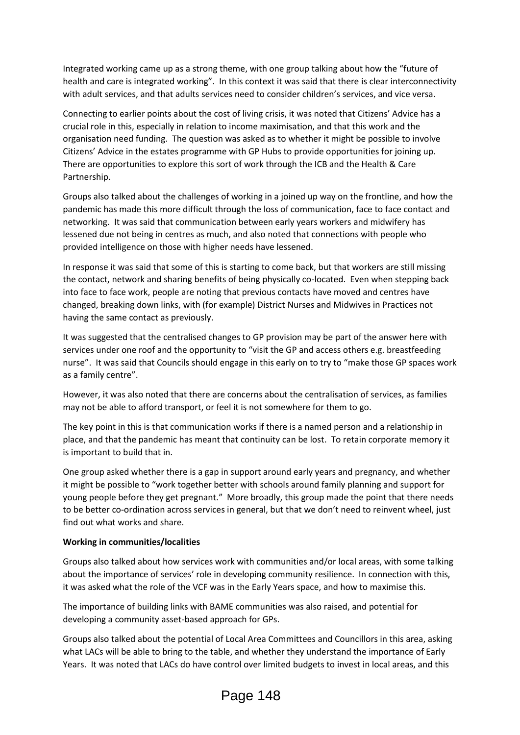Integrated working came up as a strong theme, with one group talking about how the "future of health and care is integrated working". In this context it was said that there is clear interconnectivity with adult services, and that adults services need to consider children's services, and vice versa.

Connecting to earlier points about the cost of living crisis, it was noted that Citizens' Advice has a crucial role in this, especially in relation to income maximisation, and that this work and the organisation need funding. The question was asked as to whether it might be possible to involve Citizens' Advice in the estates programme with GP Hubs to provide opportunities for joining up. There are opportunities to explore this sort of work through the ICB and the Health & Care Partnership.

Groups also talked about the challenges of working in a joined up way on the frontline, and how the pandemic has made this more difficult through the loss of communication, face to face contact and networking. It was said that communication between early years workers and midwifery has lessened due not being in centres as much, and also noted that connections with people who provided intelligence on those with higher needs have lessened.

In response it was said that some of this is starting to come back, but that workers are still missing the contact, network and sharing benefits of being physically co-located. Even when stepping back into face to face work, people are noting that previous contacts have moved and centres have changed, breaking down links, with (for example) District Nurses and Midwives in Practices not having the same contact as previously.

It was suggested that the centralised changes to GP provision may be part of the answer here with services under one roof and the opportunity to "visit the GP and access others e.g. breastfeeding nurse". It was said that Councils should engage in this early on to try to "make those GP spaces work as a family centre".

However, it was also noted that there are concerns about the centralisation of services, as families may not be able to afford transport, or feel it is not somewhere for them to go.

The key point in this is that communication works if there is a named person and a relationship in place, and that the pandemic has meant that continuity can be lost. To retain corporate memory it is important to build that in.

One group asked whether there is a gap in support around early years and pregnancy, and whether it might be possible to "work together better with schools around family planning and support for young people before they get pregnant." More broadly, this group made the point that there needs to be better co-ordination across services in general, but that we don't need to reinvent wheel, just find out what works and share.

**Working in communities/localities**

Groups also talked about how services work with communities and/or local areas, with some talking about the importance of services' role in developing community resilience. In connection with this, it was asked what the role of the VCF was in the Early Years space, and how to maximise this.

The importance of building links with BAME communities was also raised, and potential for developing a community asset-based approach for GPs.

Groups also talked about the potential of Local Area Committees and Councillors in this area, asking what LACs will be able to bring to the table, and whether they understand the importance of Early Years. It was noted that LACs do have control over limited budgets to invest in local areas, and this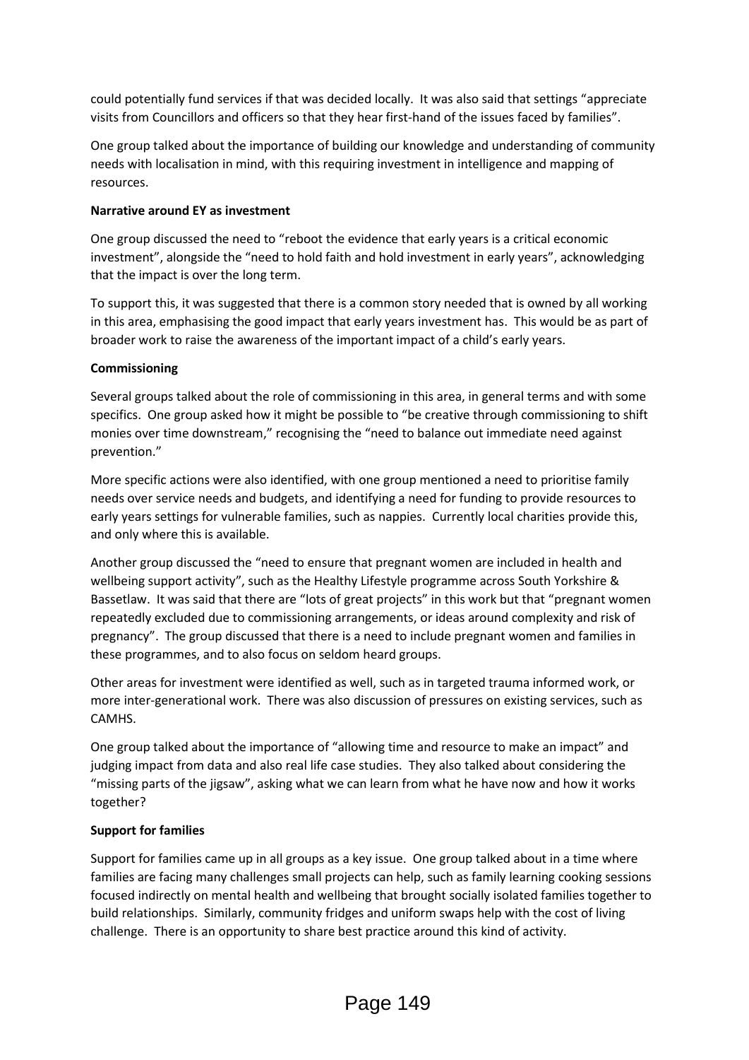could potentially fund services if that was decided locally. It was also said that settings "appreciate visits from Councillors and officers so that they hear first-hand of the issues faced by families".

One group talked about the importance of building our knowledge and understanding of community needs with localisation in mind, with this requiring investment in intelligence and mapping of resources.

**Narrative around EY as investment**

One group discussed the need to "reboot the evidence that early years is a critical economic investment", alongside the "need to hold faith and hold investment in early years", acknowledging that the impact is over the long term.

To support this, it was suggested that there is a common story needed that is owned by all working in this area, emphasising the good impact that early years investment has. This would be as part of broader work to raise the awareness of the important impact of a child's early years.

**Commissioning**

Several groups talked about the role of commissioning in this area, in general terms and with some specifics. One group asked how it might be possible to "be creative through commissioning to shift monies over time downstream," recognising the "need to balance out immediate need against prevention."

More specific actions were also identified, with one group mentioned a need to prioritise family needs over service needs and budgets, and identifying a need for funding to provide resources to early years settings for vulnerable families, such as nappies. Currently local charities provide this, and only where this is available.

Another group discussed the "need to ensure that pregnant women are included in health and wellbeing support activity", such as the Healthy Lifestyle programme across South Yorkshire & Bassetlaw. It was said that there are "lots of great projects" in this work but that "pregnant women repeatedly excluded due to commissioning arrangements, or ideas around complexity and risk of pregnancy". The group discussed that there is a need to include pregnant women and families in these programmes, and to also focus on seldom heard groups.

Other areas for investment were identified as well, such as in targeted trauma informed work, or more inter-generational work. There was also discussion of pressures on existing services, such as CAMHS.

One group talked about the importance of "allowing time and resource to make an impact" and judging impact from data and also real life case studies. They also talked about considering the "missing parts of the jigsaw", asking what we can learn from what he have now and how it works together?

**Support for families**

Support for families came up in all groups as a key issue. One group talked about in a time where families are facing many challenges small projects can help, such as family learning cooking sessions focused indirectly on mental health and wellbeing that brought socially isolated families together to build relationships. Similarly, community fridges and uniform swaps help with the cost of living challenge. There is an opportunity to share best practice around this kind of activity.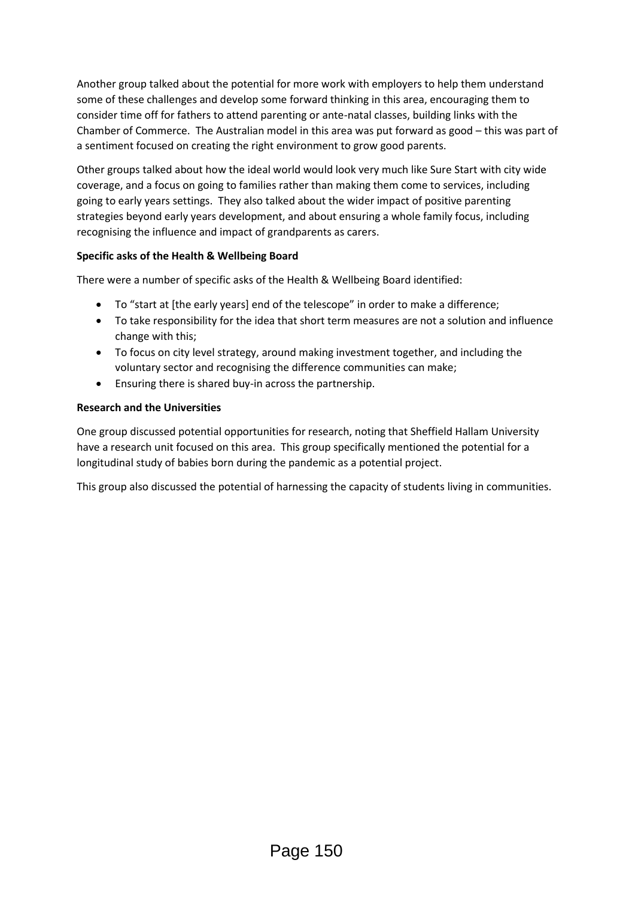Another group talked about the potential for more work with employers to help them understand some of these challenges and develop some forward thinking in this area, encouraging them to consider time off for fathers to attend parenting or ante-natal classes, building links with the Chamber of Commerce. The Australian model in this area was put forward as good – this was part of a sentiment focused on creating the right environment to grow good parents.

Other groups talked about how the ideal world would look very much like Sure Start with city wide coverage, and a focus on going to families rather than making them come to services, including going to early years settings. They also talked about the wider impact of positive parenting strategies beyond early years development, and about ensuring a whole family focus, including recognising the influence and impact of grandparents as carers.

**Specific asks of the Health & Wellbeing Board**

There were a number of specific asks of the Health & Wellbeing Board identified:

- To "start at [the early years] end of the telescope" in order to make a difference;
- To take responsibility for the idea that short term measures are not a solution and influence change with this;
- To focus on city level strategy, around making investment together, and including the voluntary sector and recognising the difference communities can make;
- Ensuring there is shared buy-in across the partnership.

**Research and the Universities**

One group discussed potential opportunities for research, noting that Sheffield Hallam University have a research unit focused on this area. This group specifically mentioned the potential for a longitudinal study of babies born during the pandemic as a potential project.

This group also discussed the potential of harnessing the capacity of students living in communities.